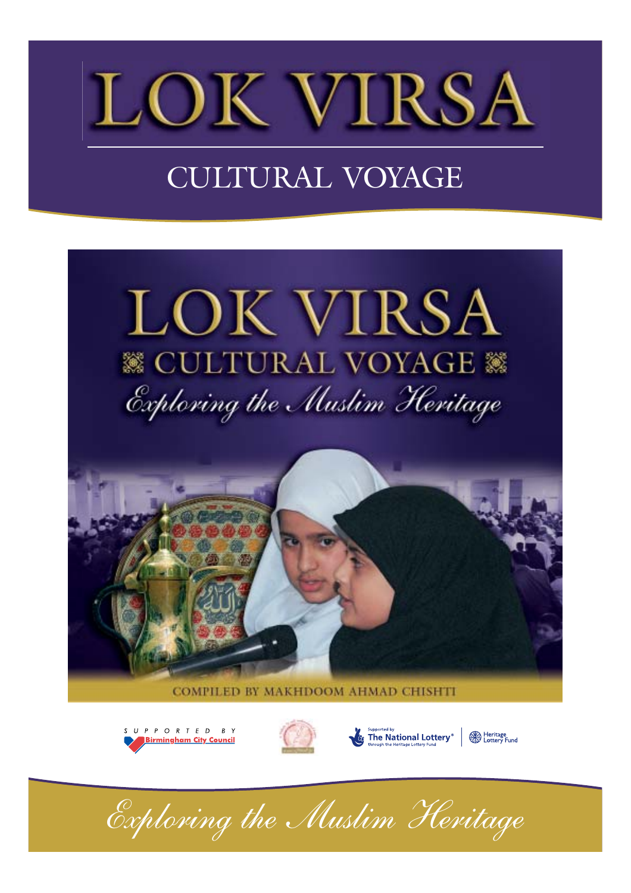# LOK VIRSA

## CULTURAL VOYAGE

# LOK VIRSA

## CULTURAL VOYAGE

*Exploring the Muslim Heritage*

COMPILED BY MAKHDOOM AHMAD CHISHTI

SUPPORTED BY Birmingham City Council

Supported by The National Lottery® through the Heritage Lottery Fund

Heritage Lottery Fund

*Exploring the Muslim Heritage*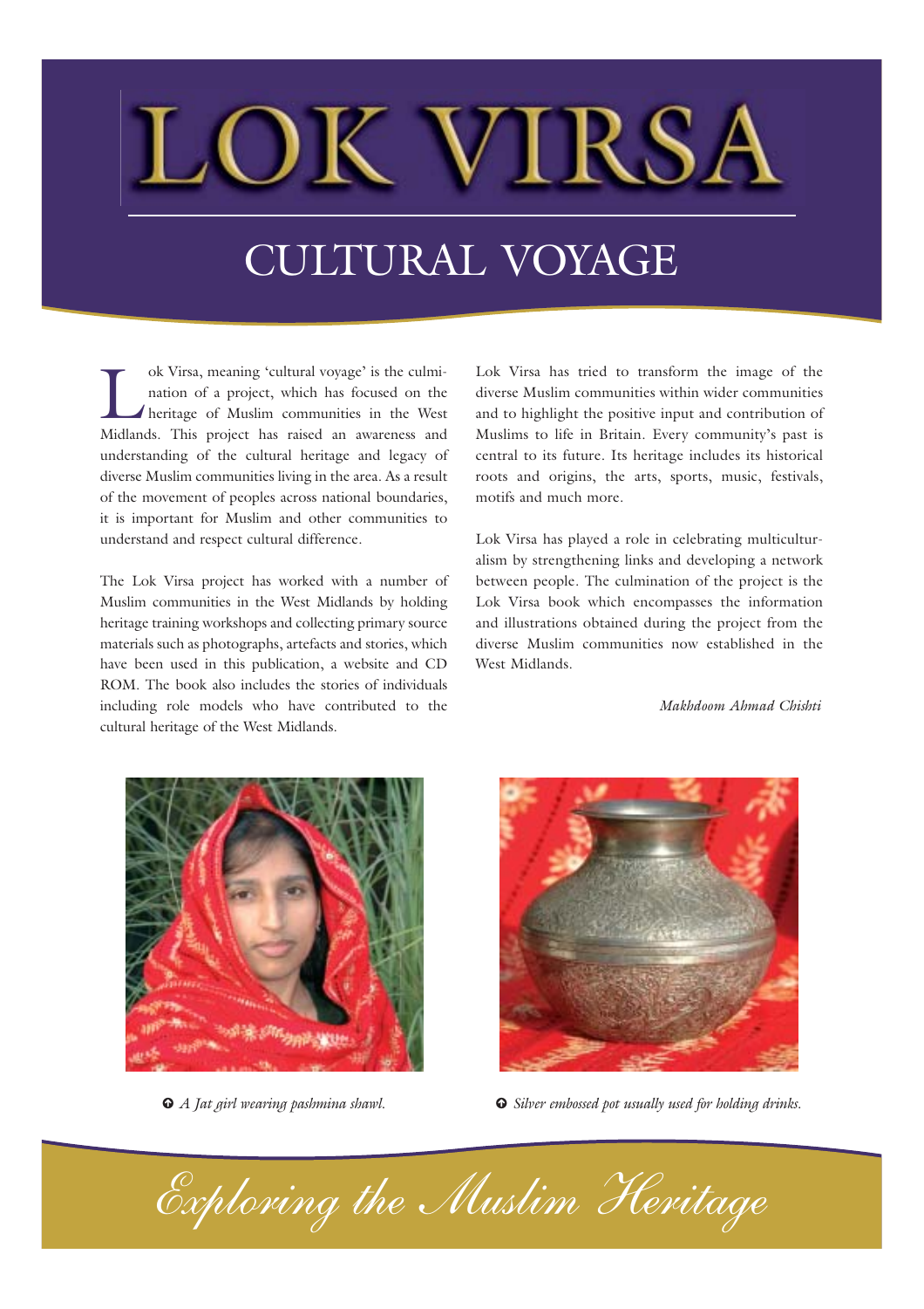# LOK VIRSA

## CULTURAL VOYAGE

Lok Virsa, meaning 'cultural voyage' is the culmination of a project, which has focused on the heritage of Muslim communities in the West Midlands. This project has raised an awareness and understanding of the cultural heritage and legacy of diverse Muslim communities living in the area. As a result of the movement of peoples across national boundaries, it is important for Muslim and other communities to understand and respect cultural difference.

The Lok Virsa project has worked with a number of Muslim communities in the West Midlands by holding heritage training workshops and collecting primary source materials such as photographs, artefacts and stories, which have been used in this publication, a website and CD ROM. The book also includes the stories of individuals including role models who have contributed to the cultural heritage of the West Midlands.

Lok Virsa has tried to transform the image of the diverse Muslim communities within wider communities and to highlight the positive input and contribution of Muslims to life in Britain. Every community's past is central to its future. Its heritage includes its historical roots and origins, the arts, sports, music, festivals, motifs and much more.

Lok Virsa has played a role in celebrating multiculturalism by strengthening links and developing a network between people. The culmination of the project is the Lok Virsa book which encompasses the information and illustrations obtained during the project from the diverse Muslim communities now established in the West Midlands.

*Makhdoom Ahmad Chishti*

*A Jat girl wearing pashmina shawl.*

*Silver embossed pot usually used for holding drinks.*

*Exploring the Muslim Heritage*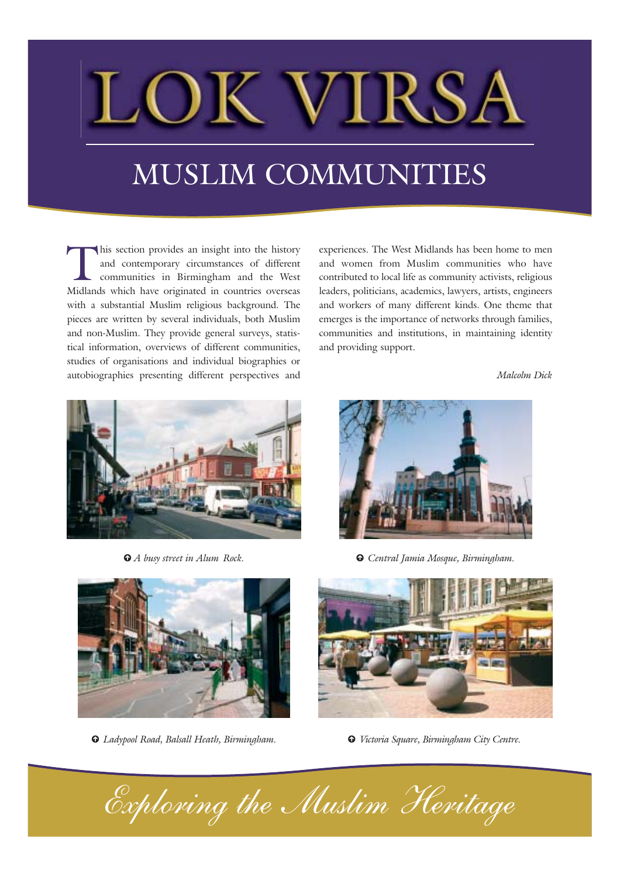# LOK VIRSA

## MUSLIM COMMUNITIES

This section provides an insight into the history and contemporary circumstances of different communities in Birmingham and the West Midlands which have originated in countries overseas with a substantial Muslim religious background. The pieces are written by several individuals, both Muslim and non-Muslim. They provide general surveys, statistical information, overviews of different communities, studies of organisations and individual biographies or autobiographies presenting different perspectives and experiences. The West Midlands has been home to men and women from Muslim communities who have contributed to local life as community activists, religious leaders, politicians, academics, lawyers, artists, engineers and workers of many different kinds. One theme that emerges is the importance of networks through families, communities and institutions, in maintaining identity and providing support.

*Malcolm Dick*

*A busy street in Alum Rock.*

*Central Jamia Mosque, Birmingham.*

*Ladypool Road, Balsall Heath, Birmingham.*

*Victoria Square, Birmingham City Centre.*

*Exploring the Muslim Heritage*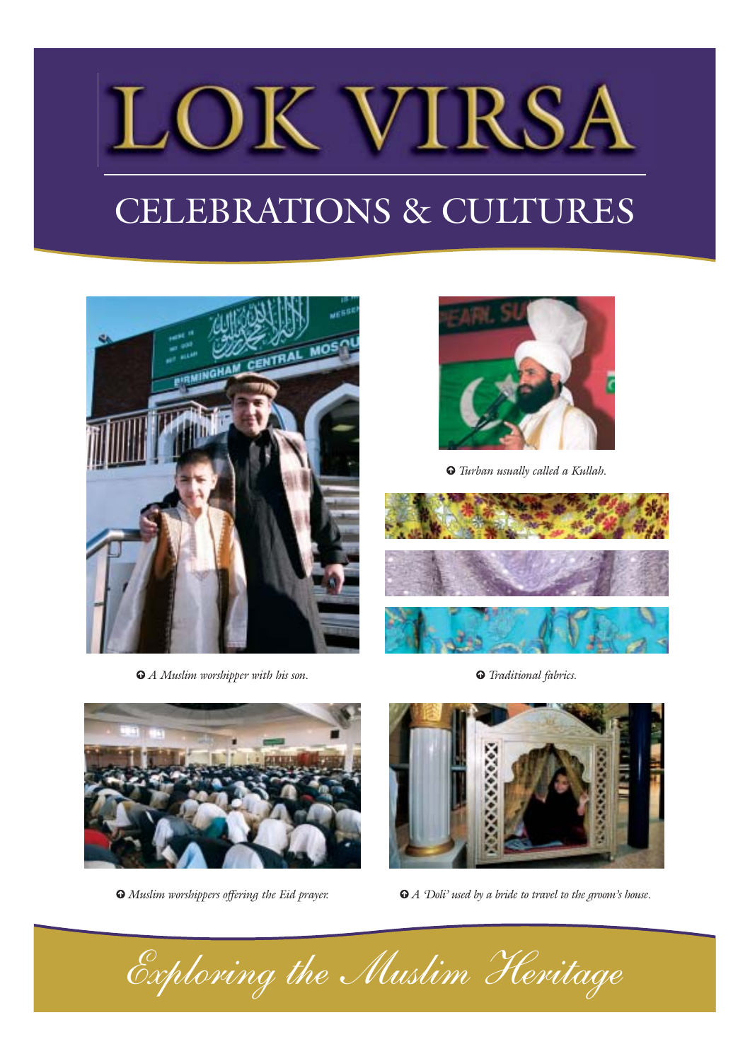# LOK VIRSA

## CELEBRATIONS & CULTURES

*A Muslim worshipper with his son.*

*Turban usually called a Kullah.*

*Traditional fabrics.*

*Muslim worshippers offering the Eid prayer.*

*A 'Doli' used by a bride to travel to the groom's house.*

*Exploring the Muslim Heritage*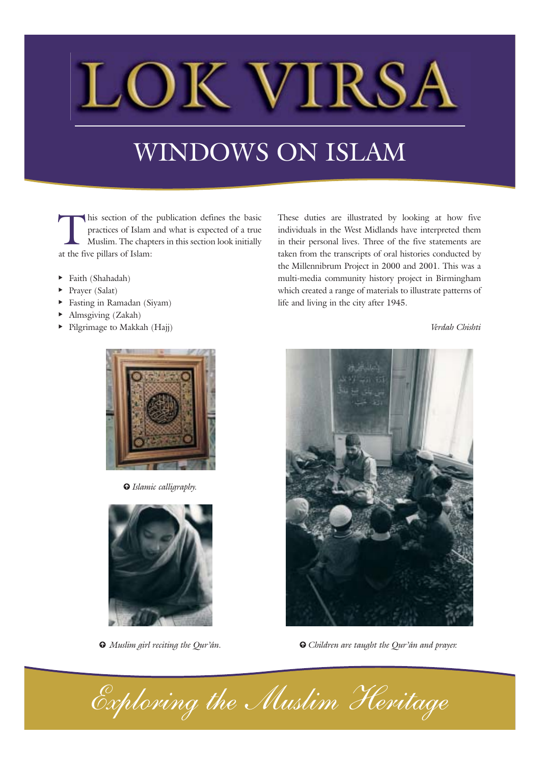# LOK VIRSA

## WINDOWS ON ISLAM

This section of the publication defines the basic practices of Islam and what is expected of a true Muslim. The chapters in this section look initially at the five pillars of Islam:

- Faith (Shahadah)
- Prayer (Salat)
- Fasting in Ramadan (Siyam)
- Almsgiving (Zakah)
- Pilgrimage to Makkah (Hajj)

These duties are illustrated by looking at how five individuals in the West Midlands have interpreted them in their personal lives. Three of the five statements are taken from the transcripts of oral histories conducted by the Millennibrum Project in 2000 and 2001. This was a multi-media community history project in Birmingham which created a range of materials to illustrate patterns of life and living in the city after 1945.

*Verdah Chishti*

*Islamic calligraphy.*

*Muslim girl reciting the Qur'ân.*

*Children are taught the Qur'ân and prayer.*

*Exploring the Muslim Heritage*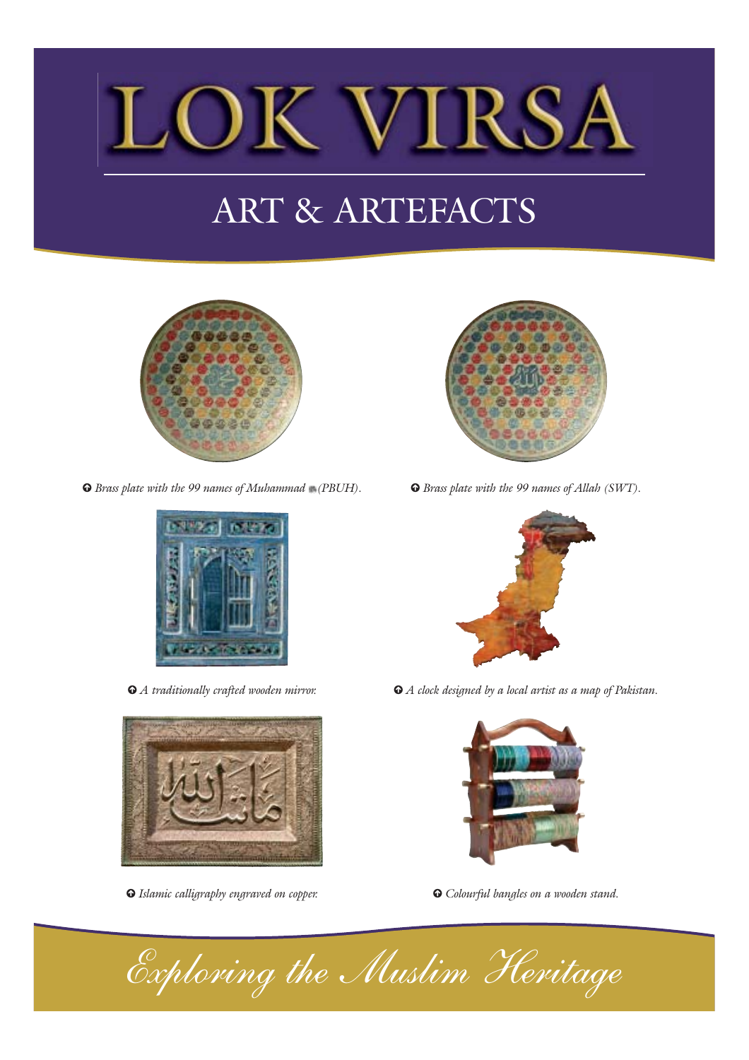# LOK VIRSA

## ART & ARTEFACTS

*Brass plate with the 99 names of Muhammad ﷺ (PBUH).*

*Brass plate with the 99 names of Allah (SWT).*

*A traditionally crafted wooden mirror.*

*A clock designed by a local artist as a map of Pakistan.*

*Islamic calligraphy engraved on copper.*

*Colourful bangles on a wooden stand.*

*Exploring the Muslim Heritage*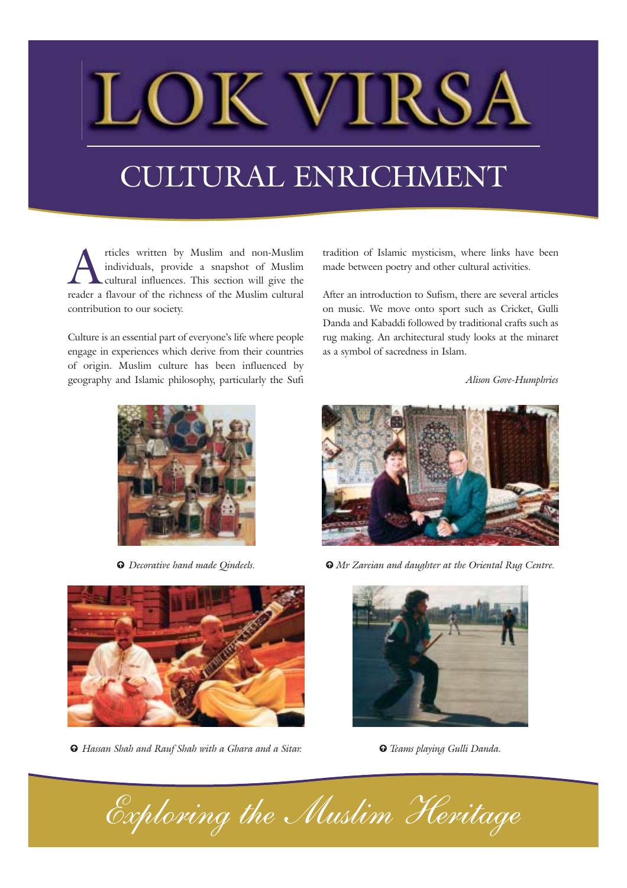# LOK VIRSA

## CULTURAL ENRICHMENT

Articles written by Muslim and non-Muslim individuals, provide a snapshot of Muslim cultural influences. This section will give the reader a flavour of the richness of the Muslim cultural contribution to our society.

Culture is an essential part of everyone's life where people engage in experiences which derive from their countries of origin. Muslim culture has been influenced by geography and Islamic philosophy, particularly the Sufi tradition of Islamic mysticism, where links have been made between poetry and other cultural activities.

After an introduction to Sufism, there are several articles on music. We move onto sport such as Cricket, Gulli Danda and Kabaddi followed by traditional crafts such as rug making. An architectural study looks at the minaret as a symbol of sacredness in Islam.

*Alison Gove-Humphries*

*Decorative hand made Qindeels.*

*Mr Zareian and daughter at the Oriental Rug Centre.*

*Hassan Shah and Rauf Shah with a Ghara and a Sitar.*

*Teams playing Gulli Danda.*

*Exploring the Muslim Heritage*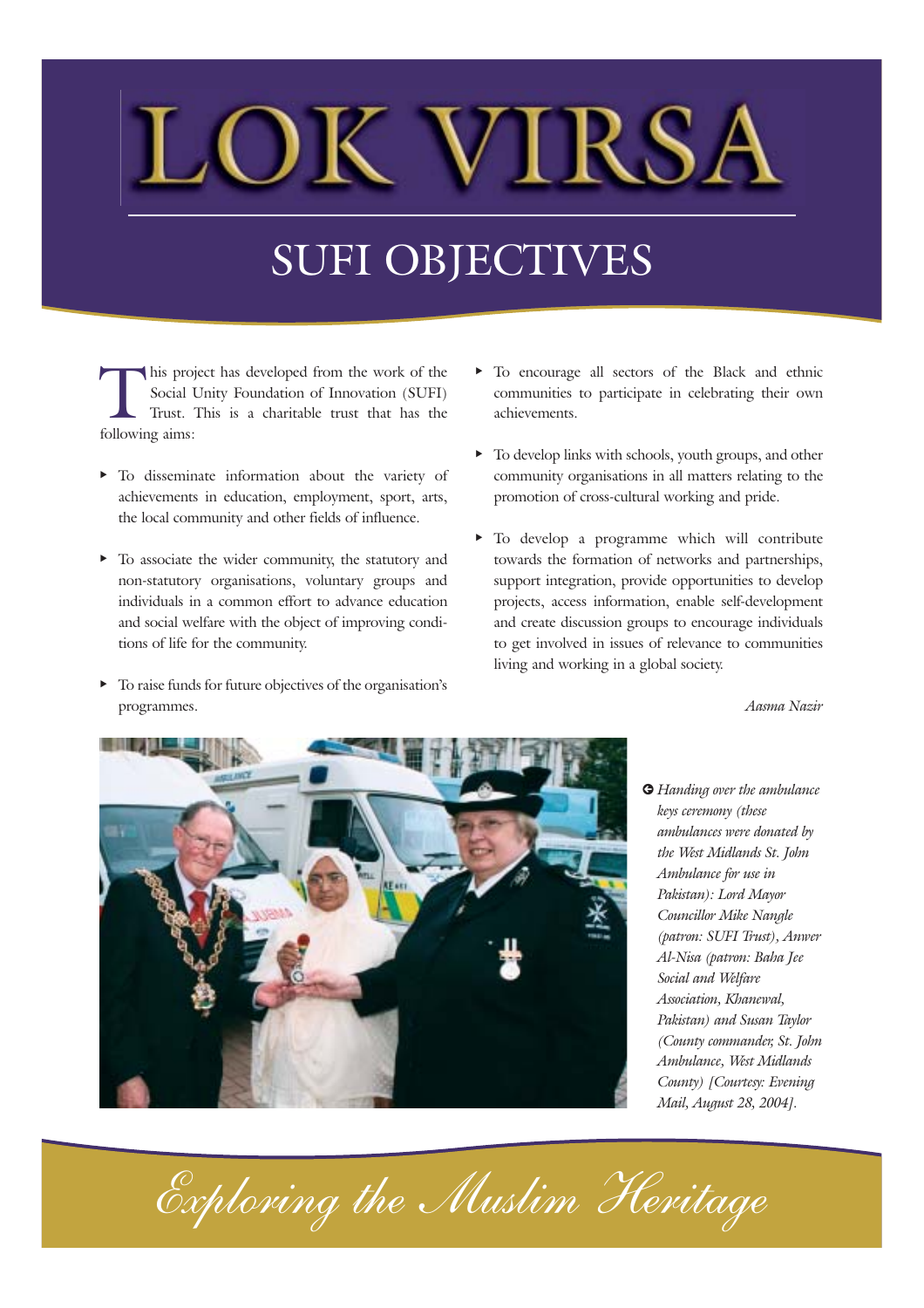# LOK VIRSA

## SUFI OBJECTIVES

This project has developed from the work of the Social Unity Foundation of Innovation (SUFI) Trust. This is a charitable trust that has the following aims:

- To disseminate information about the variety of achievements in education, employment, sport, arts, the local community and other fields of influence.
- To associate the wider community, the statutory and non-statutory organisations, voluntary groups and individuals in a common effort to advance education and social welfare with the object of improving conditions of life for the community.
- To raise funds for future objectives of the organisation's programmes.
- To encourage all sectors of the Black and ethnic communities to participate in celebrating their own achievements.
- To develop links with schools, youth groups, and other community organisations in all matters relating to the promotion of cross-cultural working and pride.
- To develop a programme which will contribute towards the formation of networks and partnerships, support integration, provide opportunities to develop projects, access information, enable self-development and create discussion groups to encourage individuals to get involved in issues of relevance to communities living and working in a global society.

*Aasma Nazir*

*Handing over the ambulance keys ceremony (these ambulances were donated by the West Midlands St. John Ambulance for use in Pakistan): Lord Mayor Councillor Mike Nangle (patron: SUFI Trust), Anwer Al-Nisa (patron: Baha Jee Social and Welfare Association, Khanewal, Pakistan) and Susan Taylor (County commander, St. John Ambulance, West Midlands County) [Courtesy: Evening Mail, August 28, 2004].*

*Exploring the Muslim Heritage*